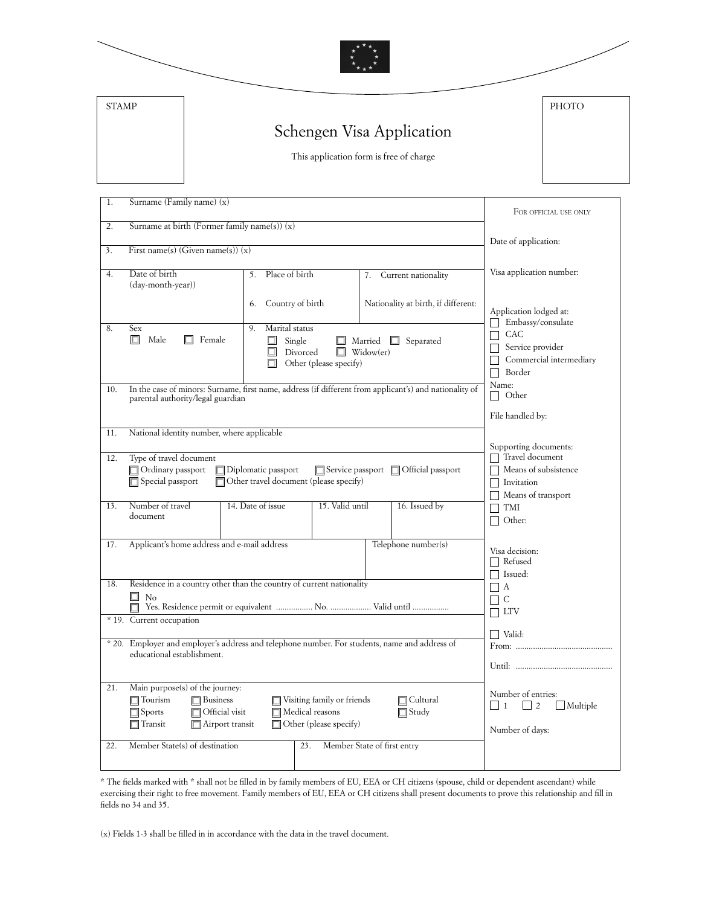STAMP

PHOTO

# Schengen Visa Application

This application form is free of charge

| | |
|---|---|
| 1. Surname (Family name) (x) | FOR OFFICIAL USE ONLY |
| 2. Surname at birth (Former family name(s)) (x) | Date of application: |
| 3. First name(s) (Given name(s)) (x) | |
| 4. Date of birth (day-month-year)) / 5. Place of birth / 6. Country of birth / 7. Current nationality / Nationality at birth, if different: | Visa application number: |
| 8. Sex ☐ Male ☐ Female / 9. Marital status ☐ Single ☐ Married ☐ Separated ☐ Divorced ☐ Widow(er) ☐ Other (please specify) | Application lodged at: ☐ Embassy/consulate ☐ CAC ☐ Service provider ☐ Commercial intermediary ☐ Border Name: ☐ Other |
| 10. In the case of minors: Surname, first name, address (if different from applicant's) and nationality of parental authority/legal guardian | File handled by: |
| 11. National identity number, where applicable | |
| 12. Type of travel document ☐ Ordinary passport ☐ Diplomatic passport ☐ Service passport ☐ Official passport ☐ Special passport ☐ Other travel document (please specify) | Supporting documents: ☐ Travel document ☐ Means of subsistence ☐ Invitation ☐ Means of transport ☐ TMI ☐ Other: |
| 13. Number of travel document / 14. Date of issue / 15. Valid until / 16. Issued by | |
| 17. Applicant's home address and e-mail address / Telephone number(s) | Visa decision: ☐ Refused ☐ Issued: ☐ A ☐ C ☐ LTV |
| 18. Residence in a country other than the country of current nationality ☐ No ☐ Yes. Residence permit or equivalent ................ No. .................. Valid until ................ | |
| * 19. Current occupation | ☐ Valid: From: ............................................ Until: ............................................ |
| * 20. Employer and employer's address and telephone number. For students, name and address of educational establishment. | |
| 21. Main purpose(s) of the journey: ☐ Tourism ☐ Business ☐ Visiting family or friends ☐ Cultural ☐ Sports ☐ Official visit ☐ Medical reasons ☐ Study ☐ Transit ☐ Airport transit ☐ Other (please specify) | Number of entries: ☐ 1 ☐ 2 ☐ Multiple Number of days: |
| 22. Member State(s) of destination / 23. Member State of first entry | |

* The fields marked with * shall not be filled in by family members of EU, EEA or CH citizens (spouse, child or dependent ascendant) while exercising their right to free movement. Family members of EU, EEA or CH citizens shall present documents to prove this relationship and fill in fields no 34 and 35.

(x) Fields 1-3 shall be filled in in accordance with the data in the travel document.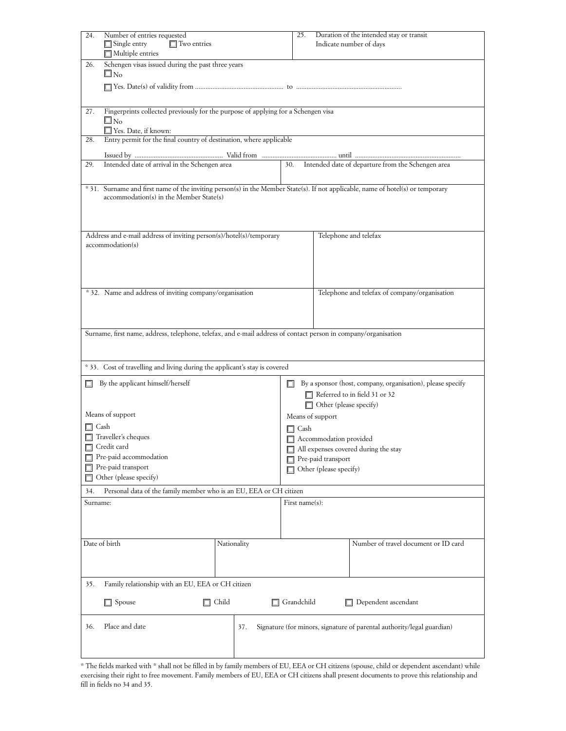24. Number of entries requested

- ☐ Single entry ☐ Two entries
- ☐ Multiple entries

25. Duration of the intended stay or transit
Indicate number of days

26. Schengen visas issued during the past three years

- ☐ No
- ☐ Yes. Date(s) of validity from .................................................. to ............................................................

27. Fingerprints collected previously for the purpose of applying for a Schengen visa

- ☐ No
- ☐ Yes. Date, if known:

28. Entry permit for the final country of destination, where applicable

Issued by .................................................. Valid from .......................................... until ............................................................

29. Intended date of arrival in the Schengen area

30. Intended date of departure from the Schengen area

* 31. Surname and first name of the inviting person(s) in the Member State(s). If not applicable, name of hotel(s) or temporary accommodation(s) in the Member State(s)

Address and e-mail address of inviting person(s)/hotel(s)/temporary accommodation(s)

Telephone and telefax

* 32. Name and address of inviting company/organisation

Telephone and telefax of company/organisation

Surname, first name, address, telephone, telefax, and e-mail address of contact person in company/organisation

* 33. Cost of travelling and living during the applicant's stay is covered

| ☐ By the applicant himself/herself | ☐ By a sponsor (host, company, organisation), please specify<br>☐ Referred to in field 31 or 32<br>☐ Other (please specify) |
|---|---|
| Means of support | Means of support |
| ☐ Cash | ☐ Cash |
| ☐ Traveller's cheques | ☐ Accommodation provided |
| ☐ Credit card | ☐ All expenses covered during the stay |
| ☐ Pre-paid accommodation | ☐ Pre-paid transport |
| ☐ Pre-paid transport | ☐ Other (please specify) |
| ☐ Other (please specify) | |

34. Personal data of the family member who is an EU, EEA or CH citizen

| Surname: | First name(s): | |
|---|---|---|
| Date of birth | Nationality | Number of travel document or ID card |

35. Family relationship with an EU, EEA or CH citizen

☐ Spouse ☐ Child ☐ Grandchild ☐ Dependent ascendant

36. Place and date

37. Signature (for minors, signature of parental authority/legal guardian)

* The fields marked with * shall not be filled in by family members of EU, EEA or CH citizens (spouse, child or dependent ascendant) while exercising their right to free movement. Family members of EU, EEA or CH citizens shall present documents to prove this relationship and fill in fields no 34 and 35.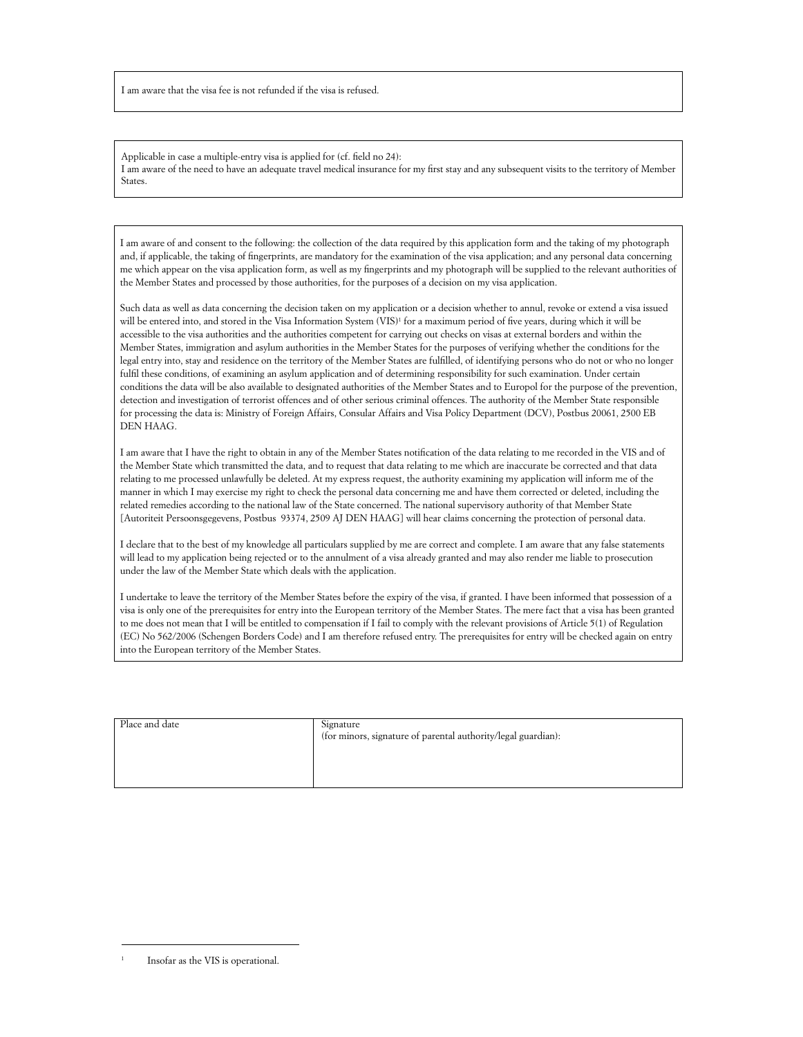I am aware that the visa fee is not refunded if the visa is refused.

Applicable in case a multiple-entry visa is applied for (cf. field no 24):
I am aware of the need to have an adequate travel medical insurance for my first stay and any subsequent visits to the territory of Member States.

I am aware of and consent to the following: the collection of the data required by this application form and the taking of my photograph and, if applicable, the taking of fingerprints, are mandatory for the examination of the visa application; and any personal data concerning me which appear on the visa application form, as well as my fingerprints and my photograph will be supplied to the relevant authorities of the Member States and processed by those authorities, for the purposes of a decision on my visa application.

Such data as well as data concerning the decision taken on my application or a decision whether to annul, revoke or extend a visa issued will be entered into, and stored in the Visa Information System (VIS)[1] for a maximum period of five years, during which it will be accessible to the visa authorities and the authorities competent for carrying out checks on visas at external borders and within the Member States, immigration and asylum authorities in the Member States for the purposes of verifying whether the conditions for the legal entry into, stay and residence on the territory of the Member States are fulfilled, of identifying persons who do not or who no longer fulfil these conditions, of examining an asylum application and of determining responsibility for such examination. Under certain conditions the data will be also available to designated authorities of the Member States and to Europol for the purpose of the prevention, detection and investigation of terrorist offences and of other serious criminal offences. The authority of the Member State responsible for processing the data is: Ministry of Foreign Affairs, Consular Affairs and Visa Policy Department (DCV), Postbus 20061, 2500 EB DEN HAAG.

I am aware that I have the right to obtain in any of the Member States notification of the data relating to me recorded in the VIS and of the Member State which transmitted the data, and to request that data relating to me which are inaccurate be corrected and that data relating to me processed unlawfully be deleted. At my express request, the authority examining my application will inform me of the manner in which I may exercise my right to check the personal data concerning me and have them corrected or deleted, including the related remedies according to the national law of the State concerned. The national supervisory authority of that Member State [Autoriteit Persoonsgegevens, Postbus 93374, 2509 AJ DEN HAAG] will hear claims concerning the protection of personal data.

I declare that to the best of my knowledge all particulars supplied by me are correct and complete. I am aware that any false statements will lead to my application being rejected or to the annulment of a visa already granted and may also render me liable to prosecution under the law of the Member State which deals with the application.

I undertake to leave the territory of the Member States before the expiry of the visa, if granted. I have been informed that possession of a visa is only one of the prerequisites for entry into the European territory of the Member States. The mere fact that a visa has been granted to me does not mean that I will be entitled to compensation if I fail to comply with the relevant provisions of Article 5(1) of Regulation (EC) No 562/2006 (Schengen Borders Code) and I am therefore refused entry. The prerequisites for entry will be checked again on entry into the European territory of the Member States.

| Place and date | Signature (for minors, signature of parental authority/legal guardian): |
| --- | --- |
| | |

[1] Insofar as the VIS is operational.